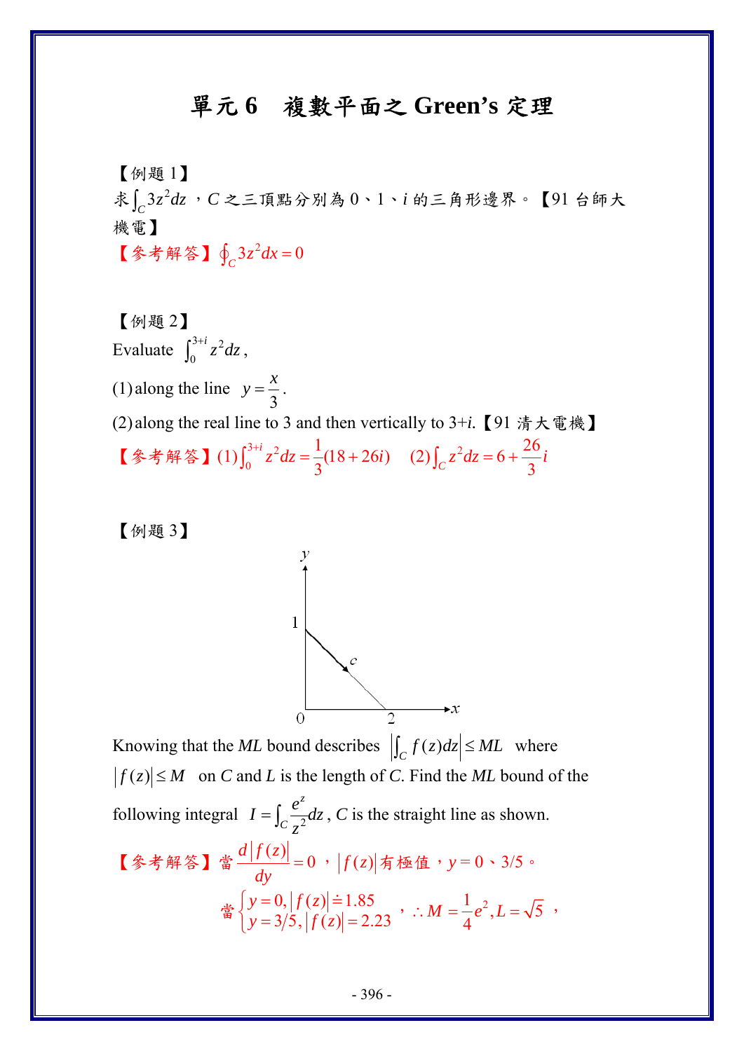# 單元 6　複數平面之 Green's 定理

【例題 1】

求$\int_C 3z^2 dz$，$C$ 之三頂點分別為 0、1、$i$ 的三角形邊界。【91 台師大機電】

【參考解答】$\oint_C 3z^2 dx = 0$

【例題 2】

Evaluate $\int_0^{3+i} z^2 dz$,

(1) along the line $y = \dfrac{x}{3}$.

(2) along the real line to 3 and then vertically to 3+$i$.【91 清大電機】

【參考解答】(1) $\int_0^{3+i} z^2 dz = \dfrac{1}{3}(18+26i)$　(2) $\int_C z^2 dz = 6 + \dfrac{26}{3}i$

【例題 3】

Knowing that the $ML$ bound describes $\left|\int_C f(z)dz\right| \le ML$ where $|f(z)| \le M$ on $C$ and $L$ is the length of $C$. Find the $ML$ bound of the following integral $I = \int_C \dfrac{e^z}{z^2} dz$, $C$ is the straight line as shown.

【參考解答】當 $\dfrac{d|f(z)|}{dy} = 0$，$|f(z)|$ 有極值，$y = 0$、3/5。

當 $\begin{cases} y = 0, |f(z)| \doteq 1.85 \\ y = 3/5, |f(z)| = 2.23 \end{cases}$，$\therefore M = \dfrac{1}{4}e^2, L = \sqrt{5}$，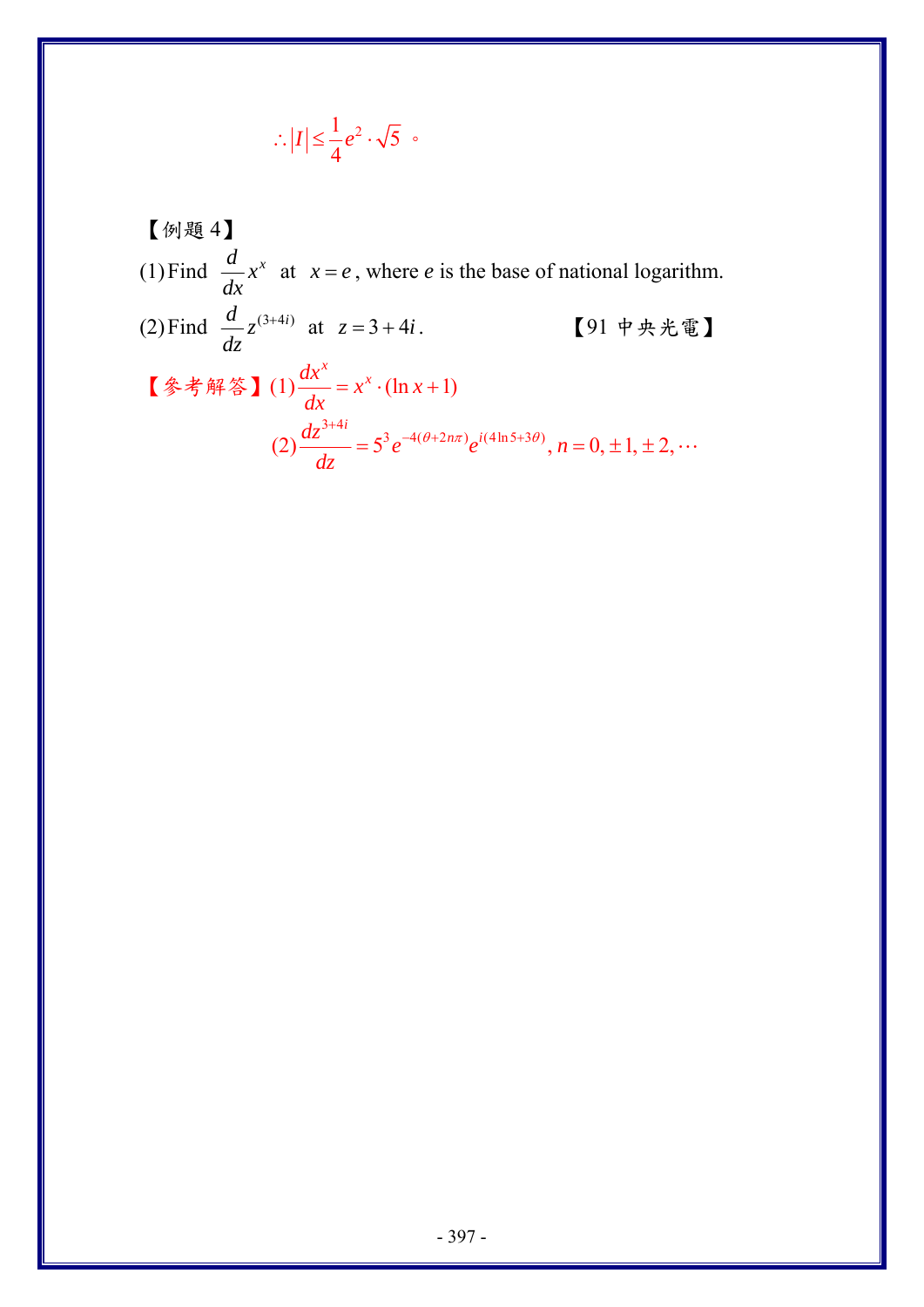$$\therefore |I| \leq \frac{1}{4}e^2 \cdot \sqrt{5} \text{ 。}$$

【例題 4】

(1) Find $\dfrac{d}{dx}x^x$ at $x = e$, where $e$ is the base of national logarithm.

(2) Find $\dfrac{d}{dz}z^{(3+4i)}$ at $z = 3+4i$.　　　　　　　【91 中央光電】

【參考解答】(1) $\dfrac{dx^x}{dx} = x^x \cdot (\ln x + 1)$

(2) $\dfrac{dz^{3+4i}}{dz} = 5^3 e^{-4(\theta+2n\pi)} e^{i(4\ln 5+3\theta)}, n = 0, \pm 1, \pm 2, \cdots$